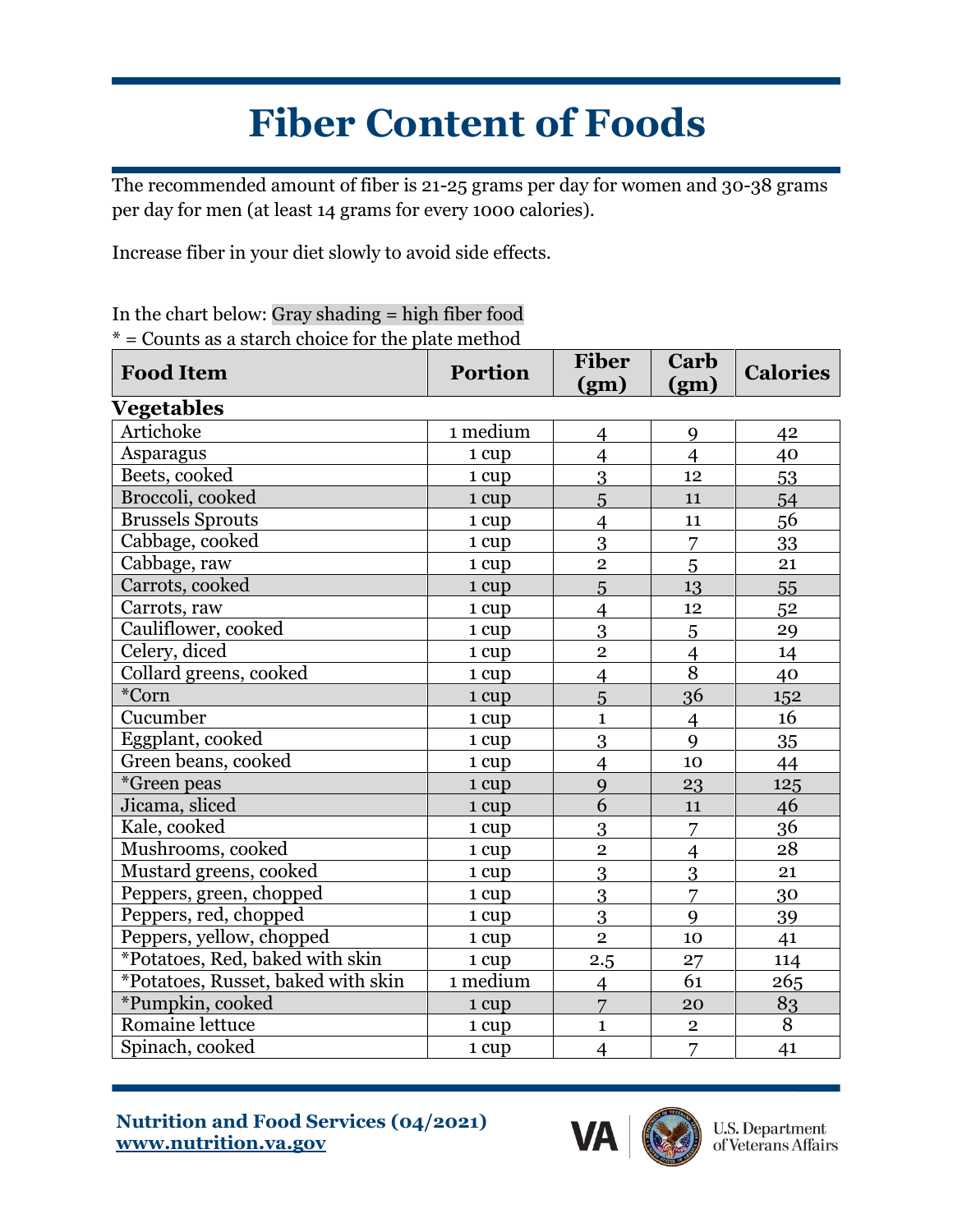# Fiber Content of Foods

The recommended amount of fiber is 21-25 grams per day for women and 30-38 grams per day for men (at least 14 grams for every 1000 calories).

Increase fiber in your diet slowly to avoid side effects.

In the chart below: Gray shading = high fiber food
* = Counts as a starch choice for the plate method

| Food Item | Portion | Fiber (gm) | Carb (gm) | Calories |
|---|---|---|---|---|
| **Vegetables** | | | | |
| Artichoke | 1 medium | 4 | 9 | 42 |
| Asparagus | 1 cup | 4 | 4 | 40 |
| Beets, cooked | 1 cup | 3 | 12 | 53 |
| Broccoli, cooked | 1 cup | 5 | 11 | 54 |
| Brussels Sprouts | 1 cup | 4 | 11 | 56 |
| Cabbage, cooked | 1 cup | 3 | 7 | 33 |
| Cabbage, raw | 1 cup | 2 | 5 | 21 |
| Carrots, cooked | 1 cup | 5 | 13 | 55 |
| Carrots, raw | 1 cup | 4 | 12 | 52 |
| Cauliflower, cooked | 1 cup | 3 | 5 | 29 |
| Celery, diced | 1 cup | 2 | 4 | 14 |
| Collard greens, cooked | 1 cup | 4 | 8 | 40 |
| *Corn | 1 cup | 5 | 36 | 152 |
| Cucumber | 1 cup | 1 | 4 | 16 |
| Eggplant, cooked | 1 cup | 3 | 9 | 35 |
| Green beans, cooked | 1 cup | 4 | 10 | 44 |
| *Green peas | 1 cup | 9 | 23 | 125 |
| Jicama, sliced | 1 cup | 6 | 11 | 46 |
| Kale, cooked | 1 cup | 3 | 7 | 36 |
| Mushrooms, cooked | 1 cup | 2 | 4 | 28 |
| Mustard greens, cooked | 1 cup | 3 | 3 | 21 |
| Peppers, green, chopped | 1 cup | 3 | 7 | 30 |
| Peppers, red, chopped | 1 cup | 3 | 9 | 39 |
| Peppers, yellow, chopped | 1 cup | 2 | 10 | 41 |
| *Potatoes, Red, baked with skin | 1 cup | 2.5 | 27 | 114 |
| *Potatoes, Russet, baked with skin | 1 medium | 4 | 61 | 265 |
| *Pumpkin, cooked | 1 cup | 7 | 20 | 83 |
| Romaine lettuce | 1 cup | 1 | 2 | 8 |
| Spinach, cooked | 1 cup | 4 | 7 | 41 |

**Nutrition and Food Services (04/2021)**
**www.nutrition.va.gov**

VA U.S. Department of Veterans Affairs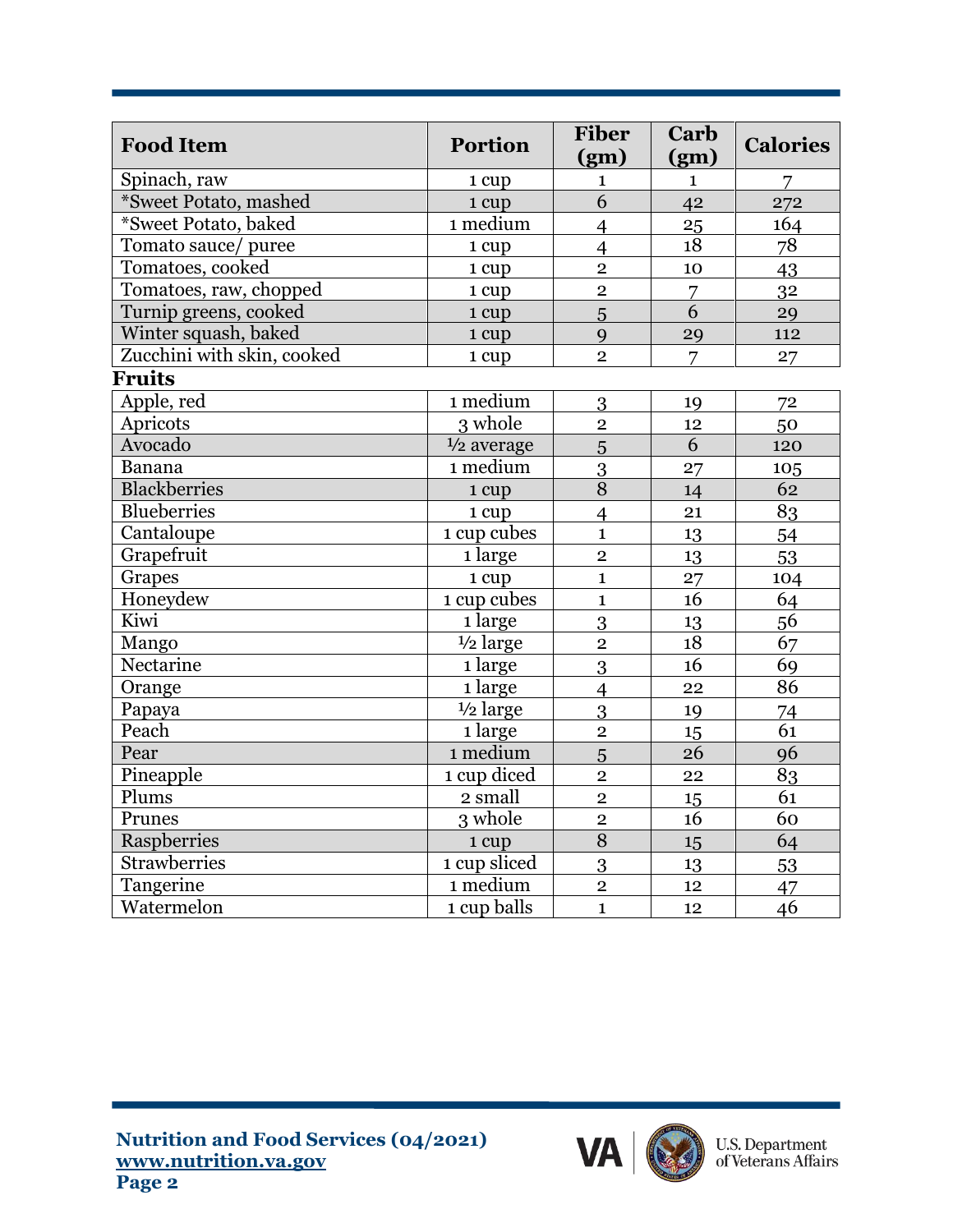| Food Item | Portion | Fiber (gm) | Carb (gm) | Calories |
|---|---|---|---|---|
| Spinach, raw | 1 cup | 1 | 1 | 7 |
| *Sweet Potato, mashed | 1 cup | 6 | 42 | 272 |
| *Sweet Potato, baked | 1 medium | 4 | 25 | 164 |
| Tomato sauce/ puree | 1 cup | 4 | 18 | 78 |
| Tomatoes, cooked | 1 cup | 2 | 10 | 43 |
| Tomatoes, raw, chopped | 1 cup | 2 | 7 | 32 |
| Turnip greens, cooked | 1 cup | 5 | 6 | 29 |
| Winter squash, baked | 1 cup | 9 | 29 | 112 |
| Zucchini with skin, cooked | 1 cup | 2 | 7 | 27 |
| **Fruits** | | | | |
| Apple, red | 1 medium | 3 | 19 | 72 |
| Apricots | 3 whole | 2 | 12 | 50 |
| Avocado | ½ average | 5 | 6 | 120 |
| Banana | 1 medium | 3 | 27 | 105 |
| Blackberries | 1 cup | 8 | 14 | 62 |
| Blueberries | 1 cup | 4 | 21 | 83 |
| Cantaloupe | 1 cup cubes | 1 | 13 | 54 |
| Grapefruit | 1 large | 2 | 13 | 53 |
| Grapes | 1 cup | 1 | 27 | 104 |
| Honeydew | 1 cup cubes | 1 | 16 | 64 |
| Kiwi | 1 large | 3 | 13 | 56 |
| Mango | ½ large | 2 | 18 | 67 |
| Nectarine | 1 large | 3 | 16 | 69 |
| Orange | 1 large | 4 | 22 | 86 |
| Papaya | ½ large | 3 | 19 | 74 |
| Peach | 1 large | 2 | 15 | 61 |
| Pear | 1 medium | 5 | 26 | 96 |
| Pineapple | 1 cup diced | 2 | 22 | 83 |
| Plums | 2 small | 2 | 15 | 61 |
| Prunes | 3 whole | 2 | 16 | 60 |
| Raspberries | 1 cup | 8 | 15 | 64 |
| Strawberries | 1 cup sliced | 3 | 13 | 53 |
| Tangerine | 1 medium | 2 | 12 | 47 |
| Watermelon | 1 cup balls | 1 | 12 | 46 |

**Nutrition and Food Services (04/2021)**
**www.nutrition.va.gov**

VA U.S. Department of Veterans Affairs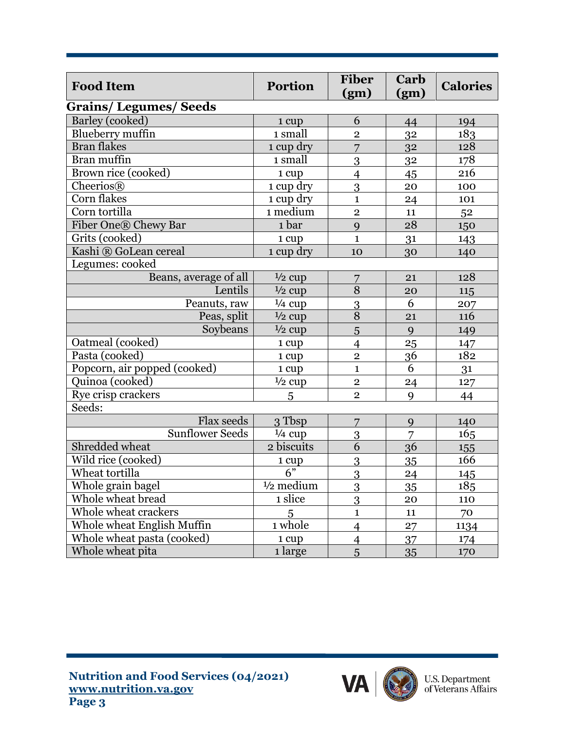| Food Item | Portion | Fiber (gm) | Carb (gm) | Calories |
|---|---|---|---|---|
| **Grains/ Legumes/ Seeds** | | | | |
| Barley (cooked) | 1 cup | 6 | 44 | 194 |
| Blueberry muffin | 1 small | 2 | 32 | 183 |
| Bran flakes | 1 cup dry | 7 | 32 | 128 |
| Bran muffin | 1 small | 3 | 32 | 178 |
| Brown rice (cooked) | 1 cup | 4 | 45 | 216 |
| Cheerios® | 1 cup dry | 3 | 20 | 100 |
| Corn flakes | 1 cup dry | 1 | 24 | 101 |
| Corn tortilla | 1 medium | 2 | 11 | 52 |
| Fiber One® Chewy Bar | 1 bar | 9 | 28 | 150 |
| Grits (cooked) | 1 cup | 1 | 31 | 143 |
| Kashi ® GoLean cereal | 1 cup dry | 10 | 30 | 140 |
| Legumes: cooked | | | | |
| Beans, average of all | ½ cup | 7 | 21 | 128 |
| Lentils | ½ cup | 8 | 20 | 115 |
| Peanuts, raw | ¼ cup | 3 | 6 | 207 |
| Peas, split | ½ cup | 8 | 21 | 116 |
| Soybeans | ½ cup | 5 | 9 | 149 |
| Oatmeal (cooked) | 1 cup | 4 | 25 | 147 |
| Pasta (cooked) | 1 cup | 2 | 36 | 182 |
| Popcorn, air popped (cooked) | 1 cup | 1 | 6 | 31 |
| Quinoa (cooked) | ½ cup | 2 | 24 | 127 |
| Rye crisp crackers | 5 | 2 | 9 | 44 |
| Seeds: | | | | |
| Flax seeds | 3 Tbsp | 7 | 9 | 140 |
| Sunflower Seeds | ¼ cup | 3 | 7 | 165 |
| Shredded wheat | 2 biscuits | 6 | 36 | 155 |
| Wild rice (cooked) | 1 cup | 3 | 35 | 166 |
| Wheat tortilla | 6" | 3 | 24 | 145 |
| Whole grain bagel | ½ medium | 3 | 35 | 185 |
| Whole wheat bread | 1 slice | 3 | 20 | 110 |
| Whole wheat crackers | 5 | 1 | 11 | 70 |
| Whole wheat English Muffin | 1 whole | 4 | 27 | 1134 |
| Whole wheat pasta (cooked) | 1 cup | 4 | 37 | 174 |
| Whole wheat pita | 1 large | 5 | 35 | 170 |

**Nutrition and Food Services (04/2021)**
**www.nutrition.va.gov**

VA U.S. Department of Veterans Affairs